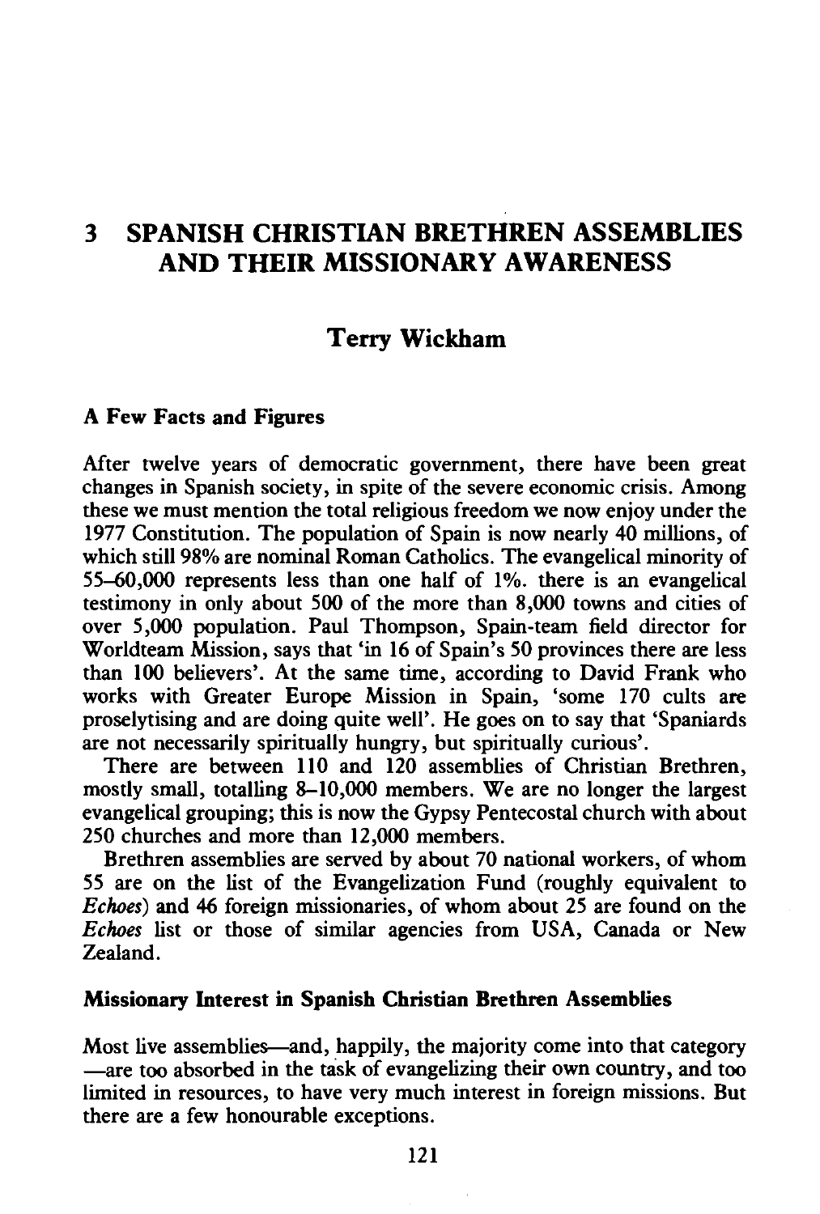# 3 SPANISH CHRISTIAN BRETHREN ASSEMBLIES AND THEIR MISSIONARY AWARENESS

## Terry Wickham

### A Few Facts and Figures

After twelve years of democratic government, there have been great changes in Spanish society, in spite of the severe economic crisis. Among these we must mention the total religious freedom we now enjoy under the 1977 Constitution. The population of Spain is now nearly 40 millions, of which still 98% are nominal Roman Catholics. The evangelical minority of 55–60,000 represents less than one half of 1%. there is an evangelical testimony in only about 500 of the more than 8,000 towns and cities of over 5,000 population. Paul Thompson, Spain-team field director for Worldteam Mission, says that 'in 16 of Spain's 50 provinces there are less than 100 believers'. At the same time, according to David Frank who works with Greater Europe Mission in Spain, 'some 170 cults are proselytising and are doing quite well'. He goes on to say that 'Spaniards are not necessarily spiritually hungry, but spiritually curious'.

There are between 110 and 120 assemblies of Christian Brethren, mostly small, totalling 8–10,000 members. We are no longer the largest evangelical grouping; this is now the Gypsy Pentecostal church with about 250 churches and more than 12,000 members.

Brethren assemblies are served by about 70 national workers, of whom 55 are on the list of the Evangelization Fund (roughly equivalent to *Echoes*) and 46 foreign missionaries, of whom about 25 are found on the *Echoes* list or those of similar agencies from USA, Canada or New Zealand.

### Missionary Interest in Spanish Christian Brethren Assemblies

Most live assemblies—and, happily, the majority come into that category —are too absorbed in the task of evangelizing their own country, and too limited in resources, to have very much interest in foreign missions. But there are a few honourable exceptions.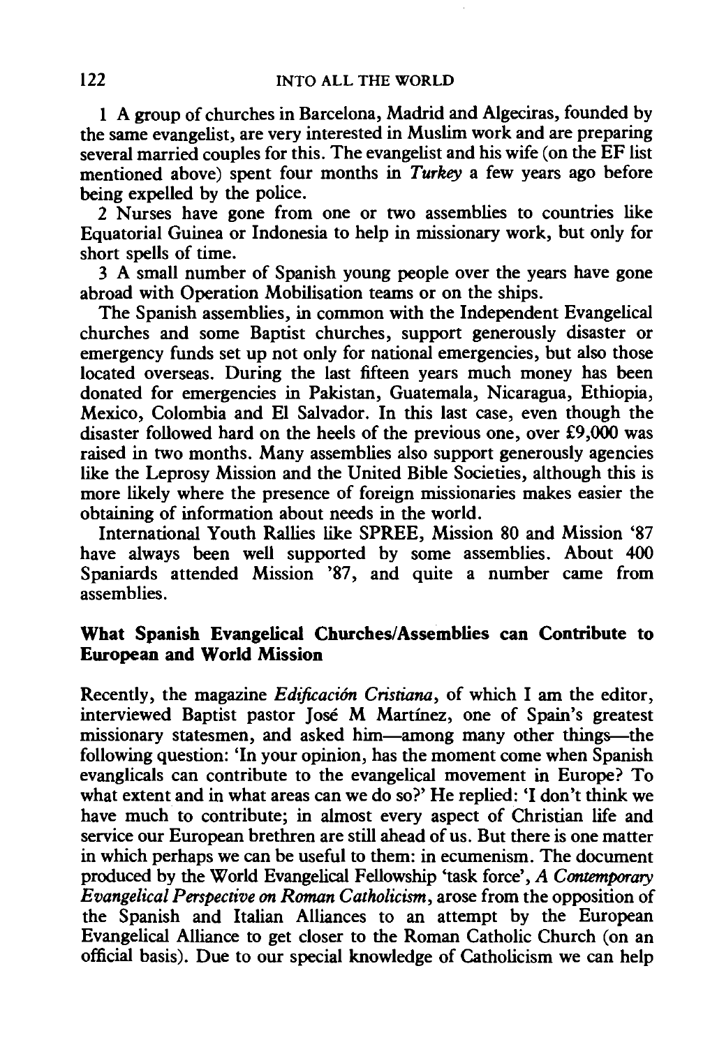1 A group of churches in Barcelona, Madrid and Algeciras, founded by the same evangelist, are very interested in Muslim work and are preparing several married couples for this. The evangelist and his wife (on the EF list mentioned above) spent four months in *Turkey* a few years ago before being expelled by the police.

2 Nurses have gone from one or two assemblies to countries like Equatorial Guinea or Indonesia to help in missionary work, but only for short spells of time.

3 A small number of Spanish young people over the years have gone abroad with Operation Mobilisation teams or on the ships.

The Spanish assemblies, in common with the Independent Evangelical churches and some Baptist churches, support generously disaster or emergency funds set up not only for national emergencies, but also those located overseas. During the last fifteen years much money has been donated for emergencies in Pakistan, Guatemala, Nicaragua, Ethiopia, Mexico, Colombia and El Salvador. In this last case, even though the disaster followed hard on the heels of the previous one, over £9,000 was raised in two months. Many assemblies also support generously agencies like the Leprosy Mission and the United Bible Societies, although this is more likely where the presence of foreign missionaries makes easier the obtaining of information about needs in the world.

International Youth Rallies like SPREE, Mission 80 and Mission '87 have always been well supported by some assemblies. About 400 Spaniards attended Mission '87, and quite a number came from assemblies.

## What Spanish Evangelical Churches/Assemblies can Contribute to European and World Mission

Recently, the magazine *Edificación Cristiana*, of which I am the editor, interviewed Baptist pastor José M Martínez, one of Spain's greatest missionary statesmen, and asked him—among many other things—the following question: 'In your opinion, has the moment come when Spanish evanglicals can contribute to the evangelical movement in Europe? To what extent and in what areas can we do so?' He replied: 'I don't think we have much to contribute; in almost every aspect of Christian life and service our European brethren are still ahead of us. But there is one matter in which perhaps we can be useful to them: in ecumenism. The document produced by the World Evangelical Fellowship 'task force', *A Contemporary Evangelical Perspective on Roman Catholicism*, arose from the opposition of the Spanish and Italian Alliances to an attempt by the European Evangelical Alliance to get closer to the Roman Catholic Church (on an official basis). Due to our special knowledge of Catholicism we can help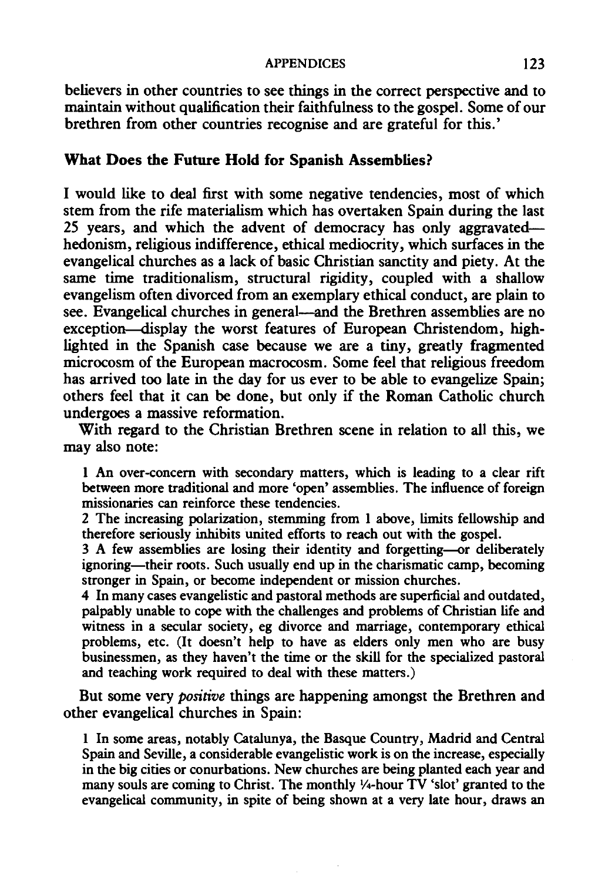believers in other countries to see things in the correct perspective and to maintain without qualification their faithfulness to the gospel. Some of our brethren from other countries recognise and are grateful for this.'

### What Does the Future Hold for Spanish Assemblies?

I would like to deal first with some negative tendencies, most of which stem from the rife materialism which has overtaken Spain during the last 25 years, and which the advent of democracy has only aggravated—hedonism, religious indifference, ethical mediocrity, which surfaces in the evangelical churches as a lack of basic Christian sanctity and piety. At the same time traditionalism, structural rigidity, coupled with a shallow evangelism often divorced from an exemplary ethical conduct, are plain to see. Evangelical churches in general—and the Brethren assemblies are no exception—display the worst features of European Christendom, highlighted in the Spanish case because we are a tiny, greatly fragmented microcosm of the European macrocosm. Some feel that religious freedom has arrived too late in the day for us ever to be able to evangelize Spain; others feel that it can be done, but only if the Roman Catholic church undergoes a massive reformation.

With regard to the Christian Brethren scene in relation to all this, we may also note:

1 An over-concern with secondary matters, which is leading to a clear rift between more traditional and more 'open' assemblies. The influence of foreign missionaries can reinforce these tendencies.

2 The increasing polarization, stemming from 1 above, limits fellowship and therefore seriously inhibits united efforts to reach out with the gospel.

3 A few assemblies are losing their identity and forgetting—or deliberately ignoring—their roots. Such usually end up in the charismatic camp, becoming stronger in Spain, or become independent or mission churches.

4 In many cases evangelistic and pastoral methods are superficial and outdated, palpably unable to cope with the challenges and problems of Christian life and witness in a secular society, eg divorce and marriage, contemporary ethical problems, etc. (It doesn't help to have as elders only men who are busy businessmen, as they haven't the time or the skill for the specialized pastoral and teaching work required to deal with these matters.)

But some very *positive* things are happening amongst the Brethren and other evangelical churches in Spain:

1 In some areas, notably Catalunya, the Basque Country, Madrid and Central Spain and Seville, a considerable evangelistic work is on the increase, especially in the big cities or conurbations. New churches are being planted each year and many souls are coming to Christ. The monthly ¼-hour TV 'slot' granted to the evangelical community, in spite of being shown at a very late hour, draws an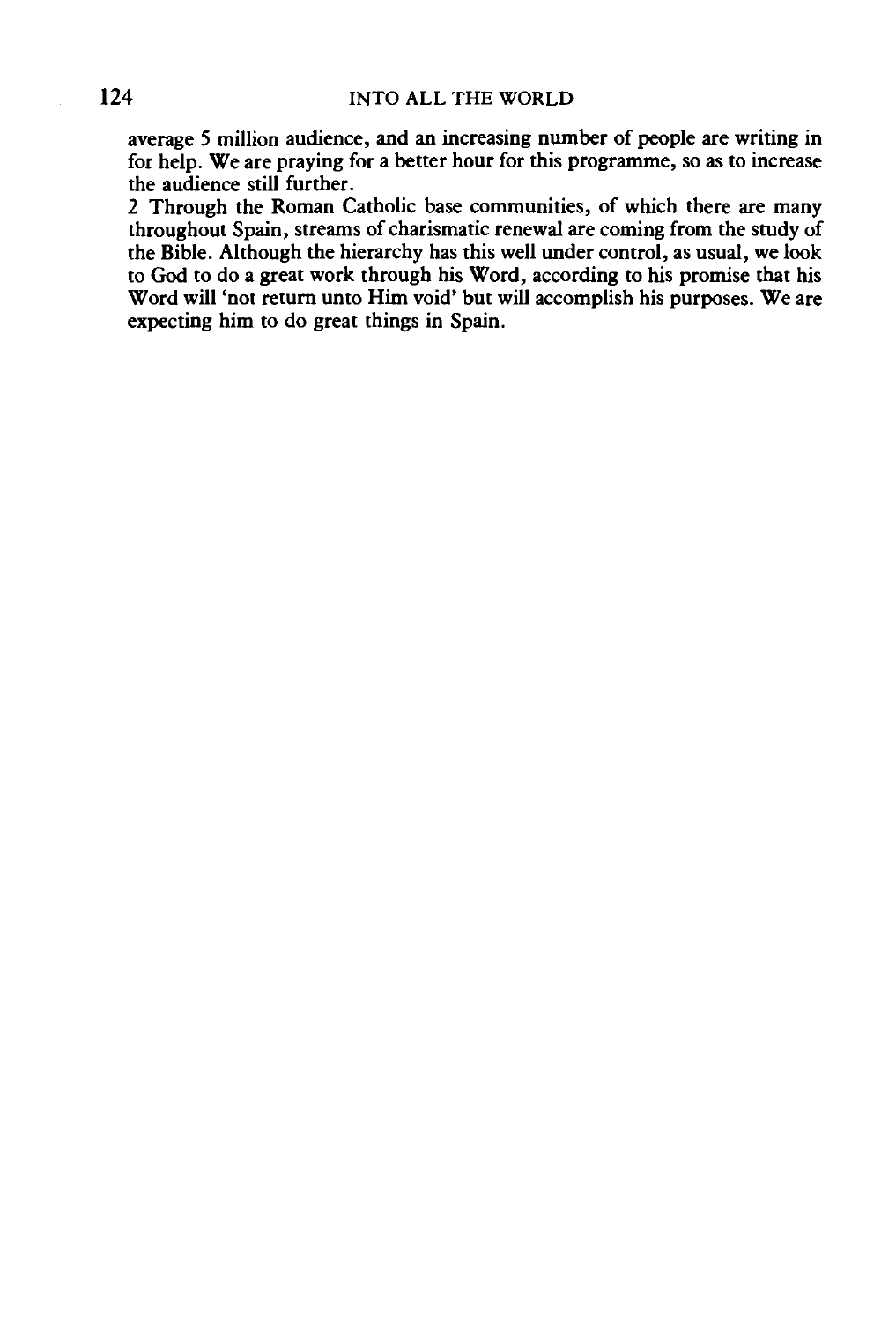average 5 million audience, and an increasing number of people are writing in for help. We are praying for a better hour for this programme, so as to increase the audience still further.

2 Through the Roman Catholic base communities, of which there are many throughout Spain, streams of charismatic renewal are coming from the study of the Bible. Although the hierarchy has this well under control, as usual, we look to God to do a great work through his Word, according to his promise that his Word will 'not return unto Him void' but will accomplish his purposes. We are expecting him to do great things in Spain.